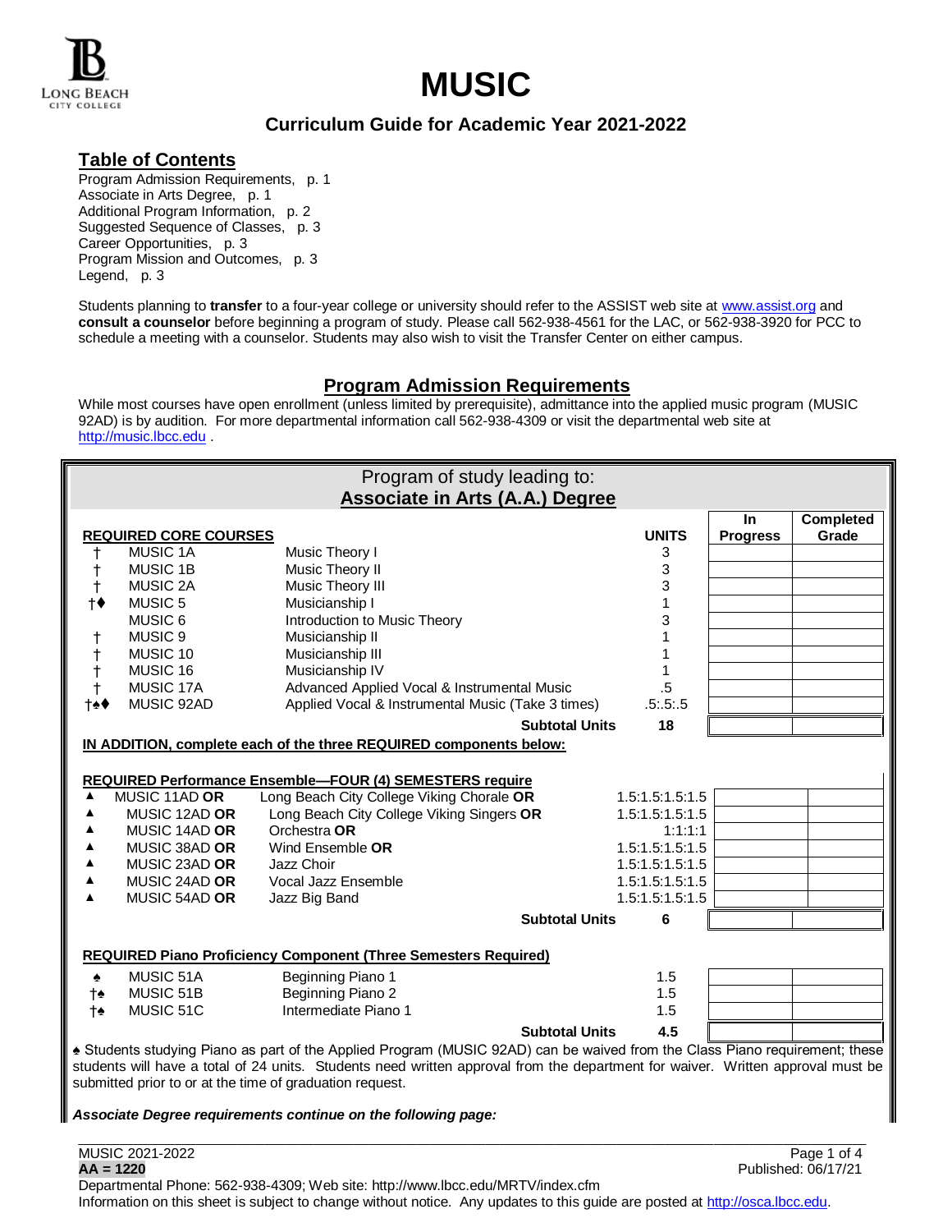# MUSIC

## Curriculum Guide for Academic Year 2021-2022

## Table of Contents

Program Admission Requirements, p. 1
Associate in Arts Degree, p. 1
Additional Program Information, p. 2
Suggested Sequence of Classes, p. 3
Career Opportunities, p. 3
Program Mission and Outcomes, p. 3
Legend, p. 3

Students planning to **transfer** to a four-year college or university should refer to the ASSIST web site at www.assist.org and **consult a counselor** before beginning a program of study. Please call 562-938-4561 for the LAC, or 562-938-3920 for PCC to schedule a meeting with a counselor. Students may also wish to visit the Transfer Center on either campus.

## Program Admission Requirements

While most courses have open enrollment (unless limited by prerequisite), admittance into the applied music program (MUSIC 92AD) is by audition. For more departmental information call 562-938-4309 or visit the departmental web site at http://music.lbcc.edu .

## Program of study leading to: Associate in Arts (A.A.) Degree

| | REQUIRED CORE COURSES | | UNITS | In Progress | Completed Grade |
|---|---|---|---|---|---|
| † | MUSIC 1A | Music Theory I | 3 | | |
| † | MUSIC 1B | Music Theory II | 3 | | |
| † | MUSIC 2A | Music Theory III | 3 | | |
| †♦ | MUSIC 5 | Musicianship I | 1 | | |
| | MUSIC 6 | Introduction to Music Theory | 3 | | |
| † | MUSIC 9 | Musicianship II | 1 | | |
| † | MUSIC 10 | Musicianship III | 1 | | |
| † | MUSIC 16 | Musicianship IV | 1 | | |
| † | MUSIC 17A | Advanced Applied Vocal & Instrumental Music | .5 | | |
| †♠♦ | MUSIC 92AD | Applied Vocal & Instrumental Music (Take 3 times) | .5:.5:.5 | | |
| | | **Subtotal Units** | **18** | | |

**IN ADDITION, complete each of the three REQUIRED components below:**

| | REQUIRED Performance Ensemble—FOUR (4) SEMESTERS require | | | | |
|---|---|---|---|---|---|
| ▲ | MUSIC 11AD **OR** | Long Beach City College Viking Chorale **OR** | 1.5:1.5:1.5:1.5 | | |
| ▲ | MUSIC 12AD **OR** | Long Beach City College Viking Singers **OR** | 1.5:1.5:1.5:1.5 | | |
| ▲ | MUSIC 14AD **OR** | Orchestra **OR** | 1:1:1:1 | | |
| ▲ | MUSIC 38AD **OR** | Wind Ensemble **OR** | 1.5:1.5:1.5:1.5 | | |
| ▲ | MUSIC 23AD **OR** | Jazz Choir | 1.5:1.5:1.5:1.5 | | |
| ▲ | MUSIC 24AD **OR** | Vocal Jazz Ensemble | 1.5:1.5:1.5:1.5 | | |
| ▲ | MUSIC 54AD **OR** | Jazz Big Band | 1.5:1.5:1.5:1.5 | | |
| | | **Subtotal Units** | **6** | | |

| | REQUIRED Piano Proficiency Component (Three Semesters Required) | | | | |
|---|---|---|---|---|---|
| ♠ | MUSIC 51A | Beginning Piano 1 | 1.5 | | |
| †♠ | MUSIC 51B | Beginning Piano 2 | 1.5 | | |
| †♠ | MUSIC 51C | Intermediate Piano 1 | 1.5 | | |
| | | **Subtotal Units** | **4.5** | | |

♠ Students studying Piano as part of the Applied Program (MUSIC 92AD) can be waived from the Class Piano requirement; these students will have a total of 24 units. Students need written approval from the department for waiver. Written approval must be submitted prior to or at the time of graduation request.

***Associate Degree requirements continue on the following page:***

MUSIC 2021-2022
**AA = 1220**
Published: 06/17/21
Departmental Phone: 562-938-4309; Web site: http://www.lbcc.edu/MRTV/index.cfm
Information on this sheet is subject to change without notice. Any updates to this guide are posted at http://osca.lbcc.edu.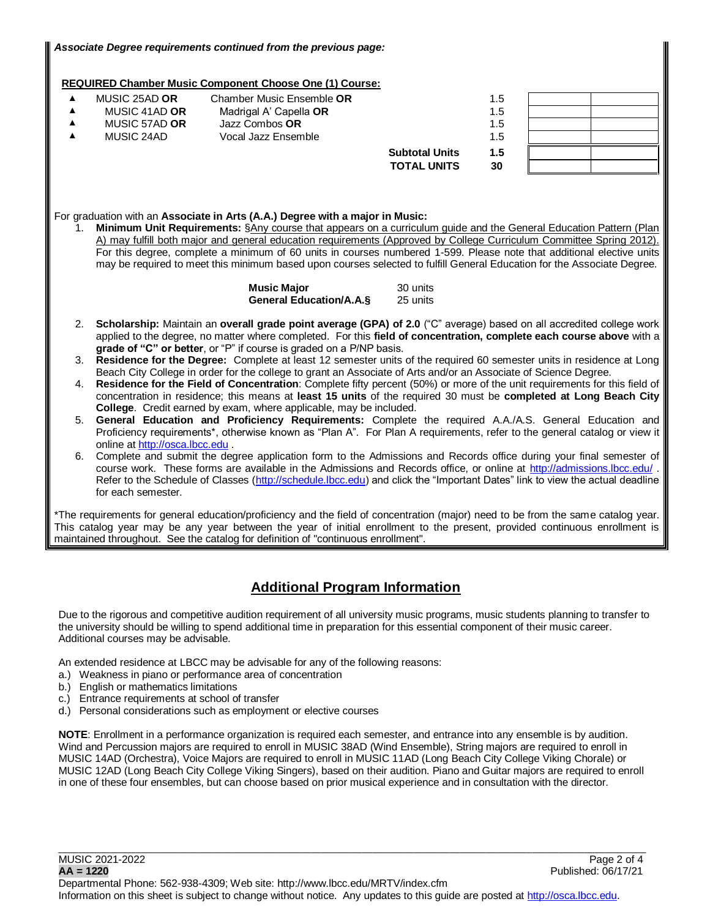***Associate Degree requirements continued from the previous page:***

**REQUIRED Chamber Music Component Choose One (1) Course:**

| | Course | Title | | Units | | |
|---|---|---|---|---|---|---|
| ▲ | MUSIC 25AD **OR** | Chamber Music Ensemble **OR** | | 1.5 | | |
| ▲ | MUSIC 41AD **OR** | Madrigal A' Capella **OR** | | 1.5 | | |
| ▲ | MUSIC 57AD **OR** | Jazz Combos **OR** | | 1.5 | | |
| ▲ | MUSIC 24AD | Vocal Jazz Ensemble | | 1.5 | | |
| | | | **Subtotal Units** | **1.5** | | |
| | | | **TOTAL UNITS** | **30** | | |

For graduation with an **Associate in Arts (A.A.) Degree with a major in Music:**

1. **Minimum Unit Requirements:** §Any course that appears on a curriculum guide and the General Education Pattern (Plan A) may fulfill both major and general education requirements (Approved by College Curriculum Committee Spring 2012). For this degree, complete a minimum of 60 units in courses numbered 1-599. Please note that additional elective units may be required to meet this minimum based upon courses selected to fulfill General Education for the Associate Degree.

   | | |
   |---|---|
   | **Music Major** | 30 units |
   | **General Education/A.A.§** | 25 units |

2. **Scholarship:** Maintain an **overall grade point average (GPA) of 2.0** ("C" average) based on all accredited college work applied to the degree, no matter where completed. For this **field of concentration, complete each course above** with a **grade of "C" or better**, or "P" if course is graded on a P/NP basis.
3. **Residence for the Degree:** Complete at least 12 semester units of the required 60 semester units in residence at Long Beach City College in order for the college to grant an Associate of Arts and/or an Associate of Science Degree.
4. **Residence for the Field of Concentration**: Complete fifty percent (50%) or more of the unit requirements for this field of concentration in residence; this means at **least 15 units** of the required 30 must be **completed at Long Beach City College**. Credit earned by exam, where applicable, may be included.
5. **General Education and Proficiency Requirements:** Complete the required A.A./A.S. General Education and Proficiency requirements*, otherwise known as "Plan A". For Plan A requirements, refer to the general catalog or view it online at http://osca.lbcc.edu .
6. Complete and submit the degree application form to the Admissions and Records office during your final semester of course work. These forms are available in the Admissions and Records office, or online at http://admissions.lbcc.edu/ . Refer to the Schedule of Classes (http://schedule.lbcc.edu) and click the "Important Dates" link to view the actual deadline for each semester.

*The requirements for general education/proficiency and the field of concentration (major) need to be from the same catalog year. This catalog year may be any year between the year of initial enrollment to the present, provided continuous enrollment is maintained throughout. See the catalog for definition of "continuous enrollment".

## Additional Program Information

Due to the rigorous and competitive audition requirement of all university music programs, music students planning to transfer to the university should be willing to spend additional time in preparation for this essential component of their music career. Additional courses may be advisable.

An extended residence at LBCC may be advisable for any of the following reasons:

a.) Weakness in piano or performance area of concentration
b.) English or mathematics limitations
c.) Entrance requirements at school of transfer
d.) Personal considerations such as employment or elective courses

**NOTE**: Enrollment in a performance organization is required each semester, and entrance into any ensemble is by audition. Wind and Percussion majors are required to enroll in MUSIC 38AD (Wind Ensemble), String majors are required to enroll in MUSIC 14AD (Orchestra), Voice Majors are required to enroll in MUSIC 11AD (Long Beach City College Viking Chorale) or MUSIC 12AD (Long Beach City College Viking Singers), based on their audition. Piano and Guitar majors are required to enroll in one of these four ensembles, but can choose based on prior musical experience and in consultation with the director.

MUSIC 2021-2022
**AA = 1220**
Published: 06/17/21
Departmental Phone: 562-938-4309; Web site: http://www.lbcc.edu/MRTV/index.cfm
Information on this sheet is subject to change without notice. Any updates to this guide are posted at http://osca.lbcc.edu.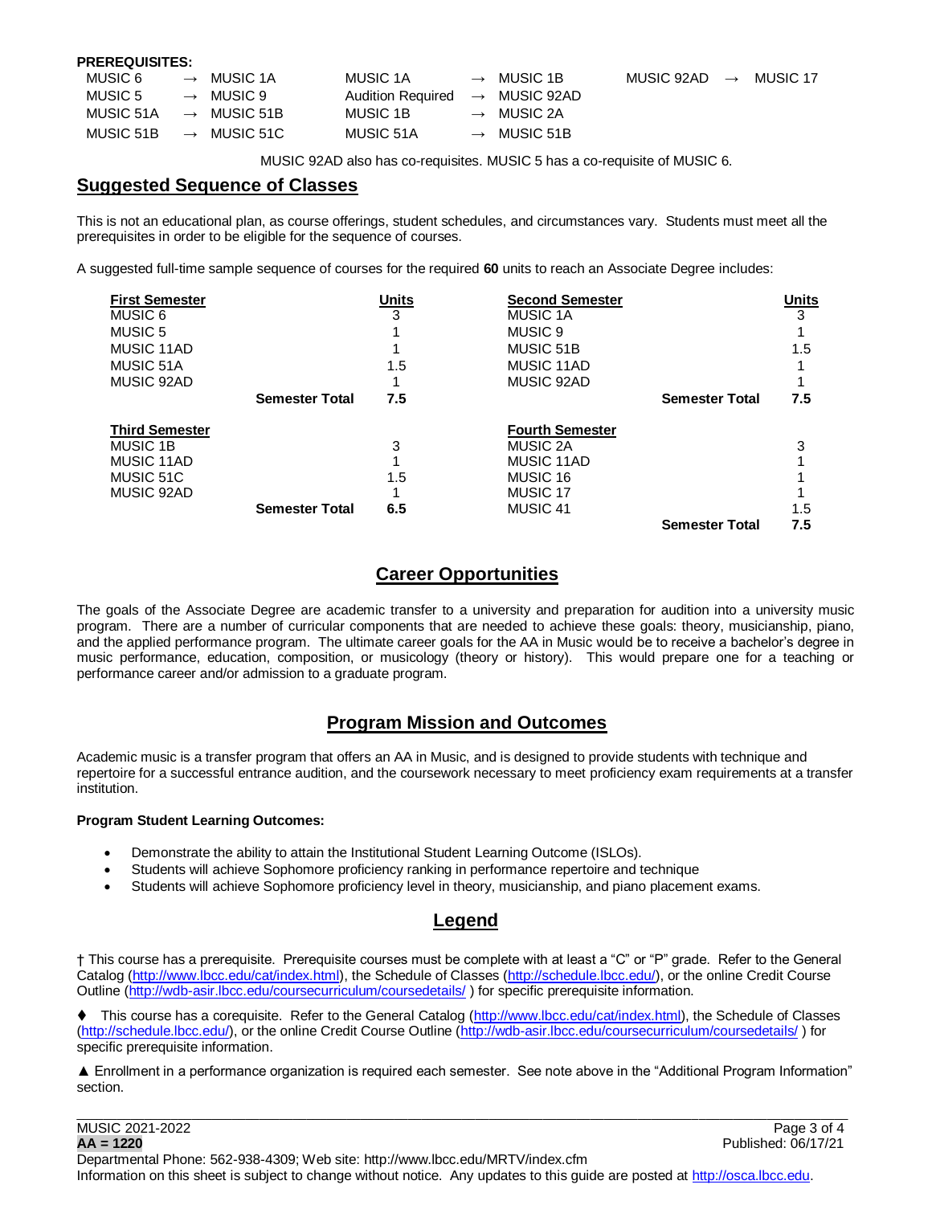**PREREQUISITES:**

| | | | | | | | | |
|---|---|---|---|---|---|---|---|---|
| MUSIC 6 | → | MUSIC 1A | MUSIC 1A | → | MUSIC 1B | MUSIC 92AD | → | MUSIC 17 |
| MUSIC 5 | → | MUSIC 9 | Audition Required | → | MUSIC 92AD | | | |
| MUSIC 51A | → | MUSIC 51B | MUSIC 1B | → | MUSIC 2A | | | |
| MUSIC 51B | → | MUSIC 51C | MUSIC 51A | → | MUSIC 51B | | | |

MUSIC 92AD also has co-requisites. MUSIC 5 has a co-requisite of MUSIC 6.

## Suggested Sequence of Classes

This is not an educational plan, as course offerings, student schedules, and circumstances vary. Students must meet all the prerequisites in order to be eligible for the sequence of courses.

A suggested full-time sample sequence of courses for the required **60** units to reach an Associate Degree includes:

| First Semester | | Units | Second Semester | | Units |
|---|---|---|---|---|---|
| MUSIC 6 | | 3 | MUSIC 1A | | 3 |
| MUSIC 5 | | 1 | MUSIC 9 | | 1 |
| MUSIC 11AD | | 1 | MUSIC 51B | | 1.5 |
| MUSIC 51A | | 1.5 | MUSIC 11AD | | 1 |
| MUSIC 92AD | | 1 | MUSIC 92AD | | 1 |
| | **Semester Total** | **7.5** | | **Semester Total** | **7.5** |

| Third Semester | | Units | Fourth Semester | | Units |
|---|---|---|---|---|---|
| MUSIC 1B | | 3 | MUSIC 2A | | 3 |
| MUSIC 11AD | | 1 | MUSIC 11AD | | 1 |
| MUSIC 51C | | 1.5 | MUSIC 16 | | 1 |
| MUSIC 92AD | | 1 | MUSIC 17 | | 1 |
| | **Semester Total** | **6.5** | MUSIC 41 | | 1.5 |
| | | | | **Semester Total** | **7.5** |

## Career Opportunities

The goals of the Associate Degree are academic transfer to a university and preparation for audition into a university music program. There are a number of curricular components that are needed to achieve these goals: theory, musicianship, piano, and the applied performance program. The ultimate career goals for the AA in Music would be to receive a bachelor's degree in music performance, education, composition, or musicology (theory or history). This would prepare one for a teaching or performance career and/or admission to a graduate program.

## Program Mission and Outcomes

Academic music is a transfer program that offers an AA in Music, and is designed to provide students with technique and repertoire for a successful entrance audition, and the coursework necessary to meet proficiency exam requirements at a transfer institution.

**Program Student Learning Outcomes:**

- Demonstrate the ability to attain the Institutional Student Learning Outcome (ISLOs).
- Students will achieve Sophomore proficiency ranking in performance repertoire and technique
- Students will achieve Sophomore proficiency level in theory, musicianship, and piano placement exams.

## Legend

† This course has a prerequisite. Prerequisite courses must be complete with at least a "C" or "P" grade. Refer to the General Catalog (http://www.lbcc.edu/cat/index.html), the Schedule of Classes (http://schedule.lbcc.edu/), or the online Credit Course Outline (http://wdb-asir.lbcc.edu/coursecurriculum/coursedetails/ ) for specific prerequisite information.

♦ This course has a corequisite. Refer to the General Catalog (http://www.lbcc.edu/cat/index.html), the Schedule of Classes (http://schedule.lbcc.edu/), or the online Credit Course Outline (http://wdb-asir.lbcc.edu/coursecurriculum/coursedetails/ ) for specific prerequisite information.

▲ Enrollment in a performance organization is required each semester. See note above in the "Additional Program Information" section.

MUSIC 2021-2022
**AA = 1220**
Published: 06/17/21
Departmental Phone: 562-938-4309; Web site: http://www.lbcc.edu/MRTV/index.cfm
Information on this sheet is subject to change without notice. Any updates to this guide are posted at http://osca.lbcc.edu.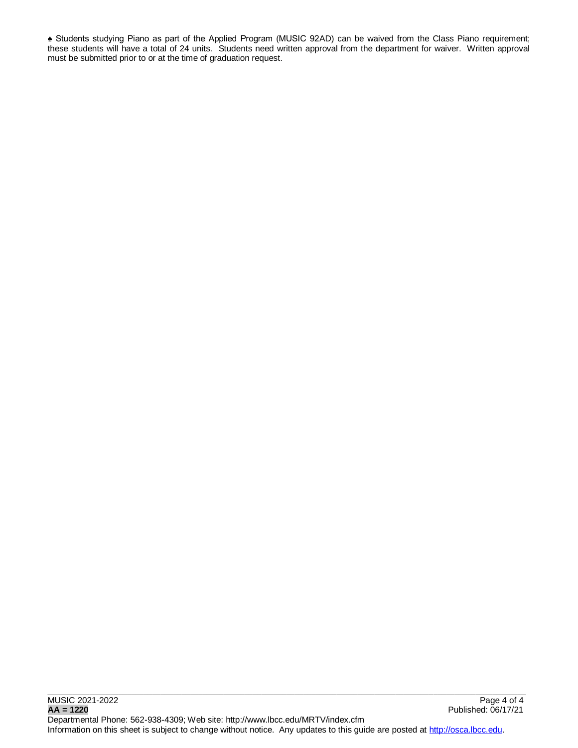♠ Students studying Piano as part of the Applied Program (MUSIC 92AD) can be waived from the Class Piano requirement; these students will have a total of 24 units. Students need written approval from the department for waiver. Written approval must be submitted prior to or at the time of graduation request.